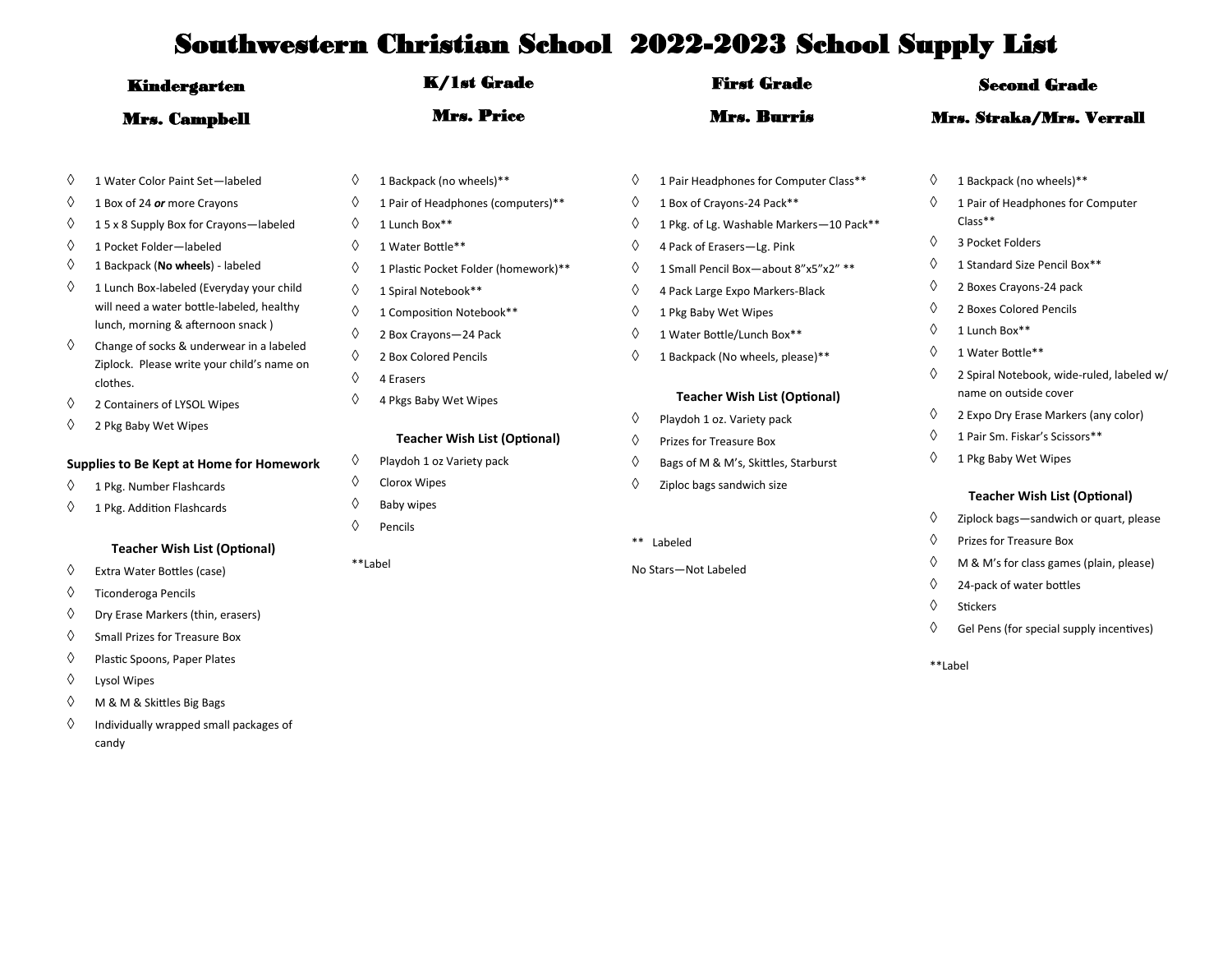# Southwestern Christian School 2022-2023 School Supply List

## Kindergarten

### Mrs. Campbell

- 1 Water Color Paint Set—labeled
- 1 Box of 24 ***or*** more Crayons
- 1 5 x 8 Supply Box for Crayons—labeled
- 1 Pocket Folder—labeled
- 1 Backpack (**No wheels**) - labeled
- 1 Lunch Box-labeled (Everyday your child will need a water bottle-labeled, healthy lunch, morning & afternoon snack )
- Change of socks & underwear in a labeled Ziplock. Please write your child's name on clothes.
- 2 Containers of LYSOL Wipes
- 2 Pkg Baby Wet Wipes

**Supplies to Be Kept at Home for Homework**

- 1 Pkg. Number Flashcards
- 1 Pkg. Addition Flashcards

**Teacher Wish List (Optional)**

- Extra Water Bottles (case)
- Ticonderoga Pencils
- Dry Erase Markers (thin, erasers)
- Small Prizes for Treasure Box
- Plastic Spoons, Paper Plates
- Lysol Wipes
- M & M & Skittles Big Bags
- Individually wrapped small packages of candy

## K/1st Grade

### Mrs. Price

- 1 Backpack (no wheels)**
- 1 Pair of Headphones (computers)**
- 1 Lunch Box**
- 1 Water Bottle**
- 1 Plastic Pocket Folder (homework)**
- 1 Spiral Notebook**
- 1 Composition Notebook**
- 2 Box Crayons—24 Pack
- 2 Box Colored Pencils
- 4 Erasers
- 4 Pkgs Baby Wet Wipes

**Teacher Wish List (Optional)**

- Playdoh 1 oz Variety pack
- Clorox Wipes
- Baby wipes
- Pencils

**Label

## First Grade

### Mrs. Burris

- 1 Pair Headphones for Computer Class**
- 1 Box of Crayons-24 Pack**
- 1 Pkg. of Lg. Washable Markers—10 Pack**
- 4 Pack of Erasers—Lg. Pink
- 1 Small Pencil Box—about 8"x5"x2" **
- 4 Pack Large Expo Markers-Black
- 1 Pkg Baby Wet Wipes
- 1 Water Bottle/Lunch Box**
- 1 Backpack (No wheels, please)**

**Teacher Wish List (Optional)**

- Playdoh 1 oz. Variety pack
- Prizes for Treasure Box
- Bags of M & M's, Skittles, Starburst
- Ziploc bags sandwich size

** Labeled

No Stars—Not Labeled

## Second Grade

### Mrs. Straka/Mrs. Verrall

- 1 Backpack (no wheels)**
- 1 Pair of Headphones for Computer Class**
- 3 Pocket Folders
- 1 Standard Size Pencil Box**
- 2 Boxes Crayons-24 pack
- 2 Boxes Colored Pencils
- 1 Lunch Box**
- 1 Water Bottle**
- 2 Spiral Notebook, wide-ruled, labeled w/ name on outside cover
- 2 Expo Dry Erase Markers (any color)
- 1 Pair Sm. Fiskar's Scissors**
- 1 Pkg Baby Wet Wipes

**Teacher Wish List (Optional)**

- Ziplock bags—sandwich or quart, please
- Prizes for Treasure Box
- M & M's for class games (plain, please)
- 24-pack of water bottles
- Stickers
- Gel Pens (for special supply incentives)

**Label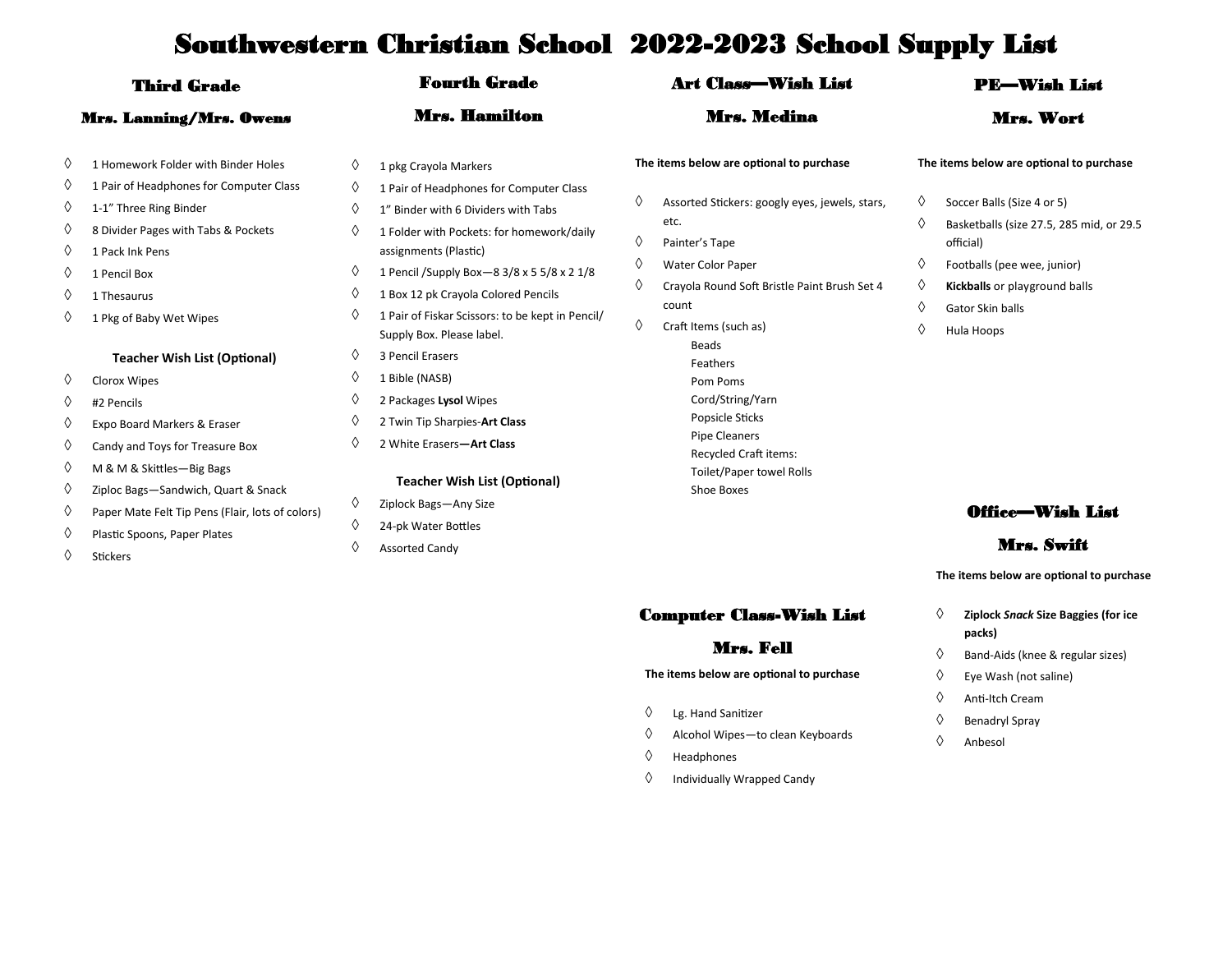# Southwestern Christian School 2022-2023 School Supply List

## Third Grade

### Mrs. Lanning/Mrs. Owens

- 1 Homework Folder with Binder Holes
- 1 Pair of Headphones for Computer Class
- 1-1" Three Ring Binder
- 8 Divider Pages with Tabs & Pockets
- 1 Pack Ink Pens
- 1 Pencil Box
- 1 Thesaurus
- 1 Pkg of Baby Wet Wipes

**Teacher Wish List (Optional)**

- Clorox Wipes
- #2 Pencils
- Expo Board Markers & Eraser
- Candy and Toys for Treasure Box
- M & M & Skittles—Big Bags
- Ziploc Bags—Sandwich, Quart & Snack
- Paper Mate Felt Tip Pens (Flair, lots of colors)
- Plastic Spoons, Paper Plates
- Stickers

## Fourth Grade

### Mrs. Hamilton

- 1 pkg Crayola Markers
- 1 Pair of Headphones for Computer Class
- 1" Binder with 6 Dividers with Tabs
- 1 Folder with Pockets: for homework/daily assignments (Plastic)
- 1 Pencil /Supply Box—8 3/8 x 5 5/8 x 2 1/8
- 1 Box 12 pk Crayola Colored Pencils
- 1 Pair of Fiskar Scissors: to be kept in Pencil/ Supply Box. Please label.
- 3 Pencil Erasers
- 1 Bible (NASB)
- 2 Packages **Lysol** Wipes
- 2 Twin Tip Sharpies-**Art Class**
- 2 White Erasers**—Art Class**

**Teacher Wish List (Optional)**

- Ziplock Bags—Any Size
- 24-pk Water Bottles
- Assorted Candy

## Art Class—Wish List

### Mrs. Medina

**The items below are optional to purchase**

- Assorted Stickers: googly eyes, jewels, stars, etc.
- Painter's Tape
- Water Color Paper
- Crayola Round Soft Bristle Paint Brush Set 4 count
- Craft Items (such as)
  - Beads
  - Feathers
  - Pom Poms
  - Cord/String/Yarn
  - Popsicle Sticks
  - Pipe Cleaners
  - Recycled Craft items:
  - Toilet/Paper towel Rolls
  - Shoe Boxes

## Computer Class-Wish List

### Mrs. Fell

**The items below are optional to purchase**

- Lg. Hand Sanitizer
- Alcohol Wipes—to clean Keyboards
- Headphones
- Individually Wrapped Candy

## PE—Wish List

### Mrs. Wort

**The items below are optional to purchase**

- Soccer Balls (Size 4 or 5)
- Basketballs (size 27.5, 285 mid, or 29.5 official)
- Footballs (pee wee, junior)
- **Kickballs** or playground balls
- Gator Skin balls
- Hula Hoops

## Office—Wish List

### Mrs. Swift

**The items below are optional to purchase**

- **Ziplock *Snack* Size Baggies (for ice packs)**
- Band-Aids (knee & regular sizes)
- Eye Wash (not saline)
- Anti-Itch Cream
- Benadryl Spray
- Anbesol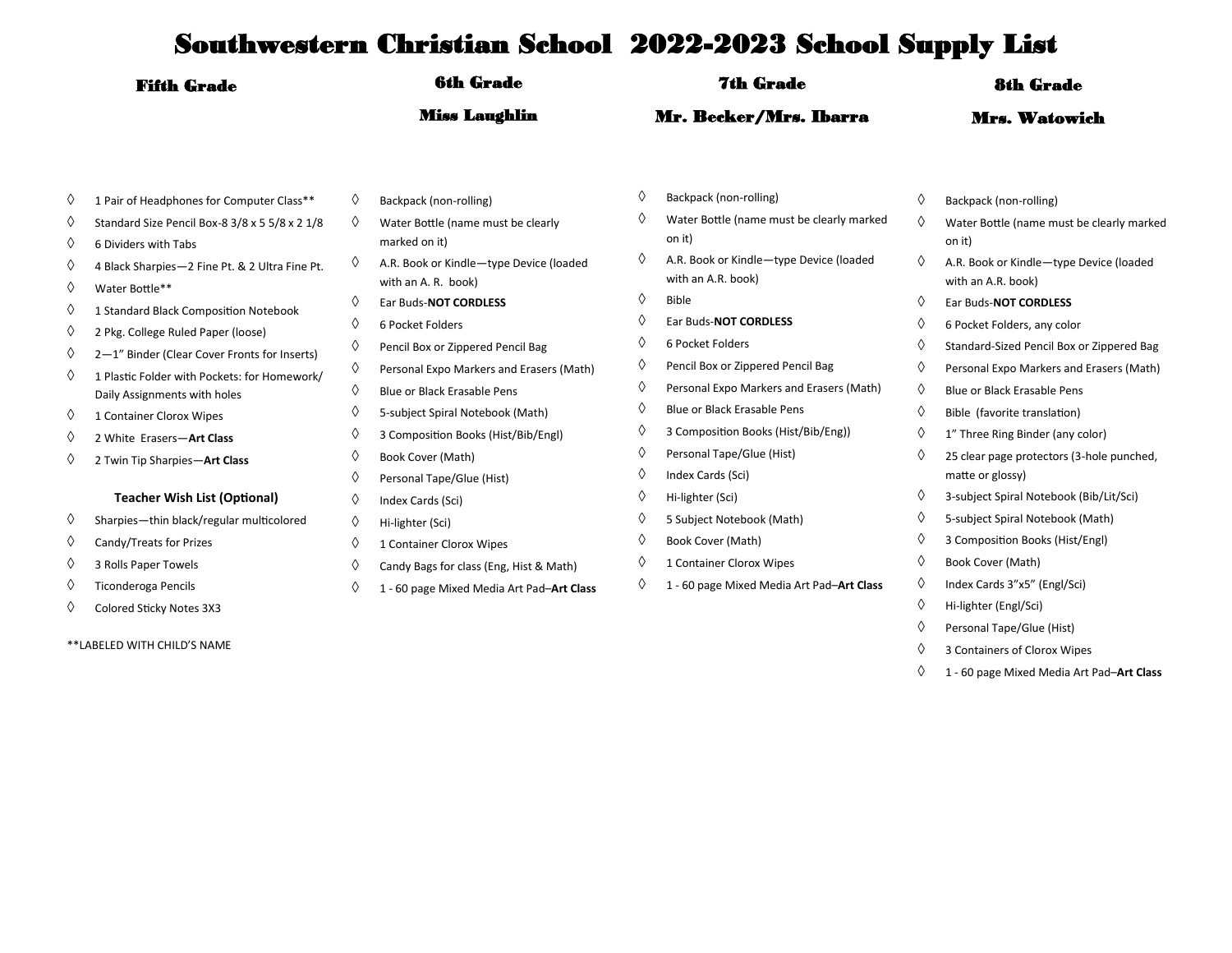# Southwestern Christian School 2022-2023 School Supply List

## Fifth Grade

- 1 Pair of Headphones for Computer Class**
- Standard Size Pencil Box-8 3/8 x 5 5/8 x 2 1/8
- 6 Dividers with Tabs
- 4 Black Sharpies—2 Fine Pt. & 2 Ultra Fine Pt.
- Water Bottle**
- 1 Standard Black Composition Notebook
- 2 Pkg. College Ruled Paper (loose)
- 2—1" Binder (Clear Cover Fronts for Inserts)
- 1 Plastic Folder with Pockets: for Homework/ Daily Assignments with holes
- 1 Container Clorox Wipes
- 2 White Erasers—**Art Class**
- 2 Twin Tip Sharpies—**Art Class**

**Teacher Wish List (Optional)**

- Sharpies—thin black/regular multicolored
- Candy/Treats for Prizes
- 3 Rolls Paper Towels
- Ticonderoga Pencils
- Colored Sticky Notes 3X3

**LABELED WITH CHILD'S NAME

## 6th Grade

### Miss Laughlin

- Backpack (non-rolling)
- Water Bottle (name must be clearly marked on it)
- A.R. Book or Kindle—type Device (loaded with an A. R. book)
- Ear Buds-**NOT CORDLESS**
- 6 Pocket Folders
- Pencil Box or Zippered Pencil Bag
- Personal Expo Markers and Erasers (Math)
- Blue or Black Erasable Pens
- 5-subject Spiral Notebook (Math)
- 3 Composition Books (Hist/Bib/Engl)
- Book Cover (Math)
- Personal Tape/Glue (Hist)
- Index Cards (Sci)
- Hi-lighter (Sci)
- 1 Container Clorox Wipes
- Candy Bags for class (Eng, Hist & Math)
- 1 - 60 page Mixed Media Art Pad–**Art Class**

## 7th Grade

### Mr. Becker/Mrs. Ibarra

- Backpack (non-rolling)
- Water Bottle (name must be clearly marked on it)
- A.R. Book or Kindle—type Device (loaded with an A.R. book)
- Bible
- Ear Buds-**NOT CORDLESS**
- 6 Pocket Folders
- Pencil Box or Zippered Pencil Bag
- Personal Expo Markers and Erasers (Math)
- Blue or Black Erasable Pens
- 3 Composition Books (Hist/Bib/Eng))
- Personal Tape/Glue (Hist)
- Index Cards (Sci)
- Hi-lighter (Sci)
- 5 Subject Notebook (Math)
- Book Cover (Math)
- 1 Container Clorox Wipes
- 1 - 60 page Mixed Media Art Pad–**Art Class**

## 8th Grade

### Mrs. Watowich

- Backpack (non-rolling)
- Water Bottle (name must be clearly marked on it)
- A.R. Book or Kindle—type Device (loaded with an A.R. book)
- Ear Buds-**NOT CORDLESS**
- 6 Pocket Folders, any color
- Standard-Sized Pencil Box or Zippered Bag
- Personal Expo Markers and Erasers (Math)
- Blue or Black Erasable Pens
- Bible (favorite translation)
- 1" Three Ring Binder (any color)
- 25 clear page protectors (3-hole punched, matte or glossy)
- 3-subject Spiral Notebook (Bib/Lit/Sci)
- 5-subject Spiral Notebook (Math)
- 3 Composition Books (Hist/Engl)
- Book Cover (Math)
- Index Cards 3"x5" (Engl/Sci)
- Hi-lighter (Engl/Sci)
- Personal Tape/Glue (Hist)
- 3 Containers of Clorox Wipes
- 1 - 60 page Mixed Media Art Pad–**Art Class**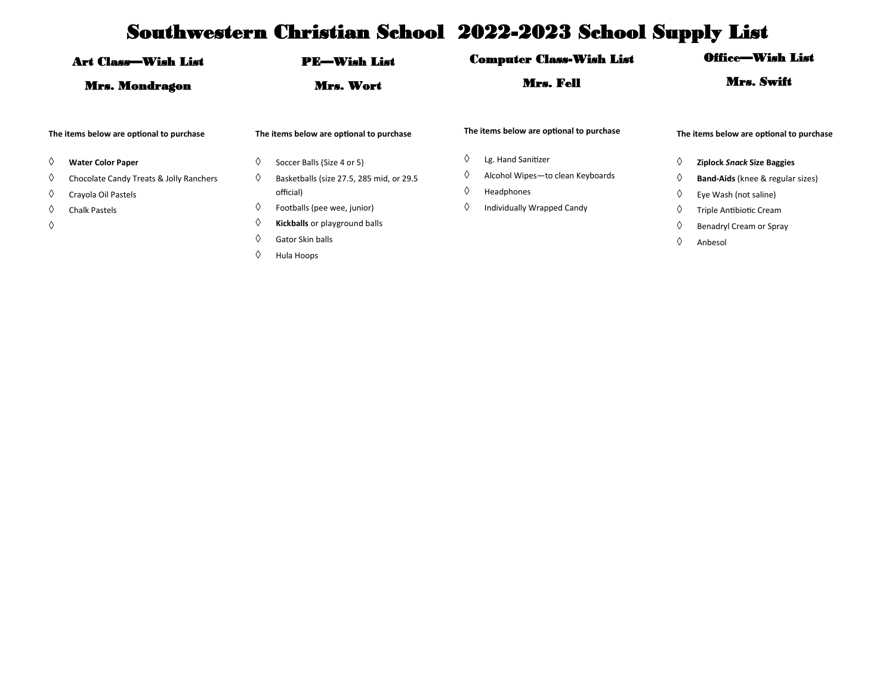# Southwestern Christian School 2022-2023 School Supply List

## Art Class—Wish List

## Mrs. Mondragon

**The items below are optional to purchase**

- **Water Color Paper**
- Chocolate Candy Treats & Jolly Ranchers
- Crayola Oil Pastels
- Chalk Pastels
- 

## PE—Wish List

## Mrs. Wort

**The items below are optional to purchase**

- Soccer Balls (Size 4 or 5)
- Basketballs (size 27.5, 285 mid, or 29.5 official)
- Footballs (pee wee, junior)
- **Kickballs** or playground balls
- Gator Skin balls
- Hula Hoops

## Computer Class-Wish List

## Mrs. Fell

**The items below are optional to purchase**

- Lg. Hand Sanitizer
- Alcohol Wipes—to clean Keyboards
- Headphones
- Individually Wrapped Candy

## Office—Wish List

## Mrs. Swift

**The items below are optional to purchase**

- **Ziplock *Snack* Size Baggies**
- **Band-Aids** (knee & regular sizes)
- Eye Wash (not saline)
- Triple Antibiotic Cream
- Benadryl Cream or Spray
- Anbesol